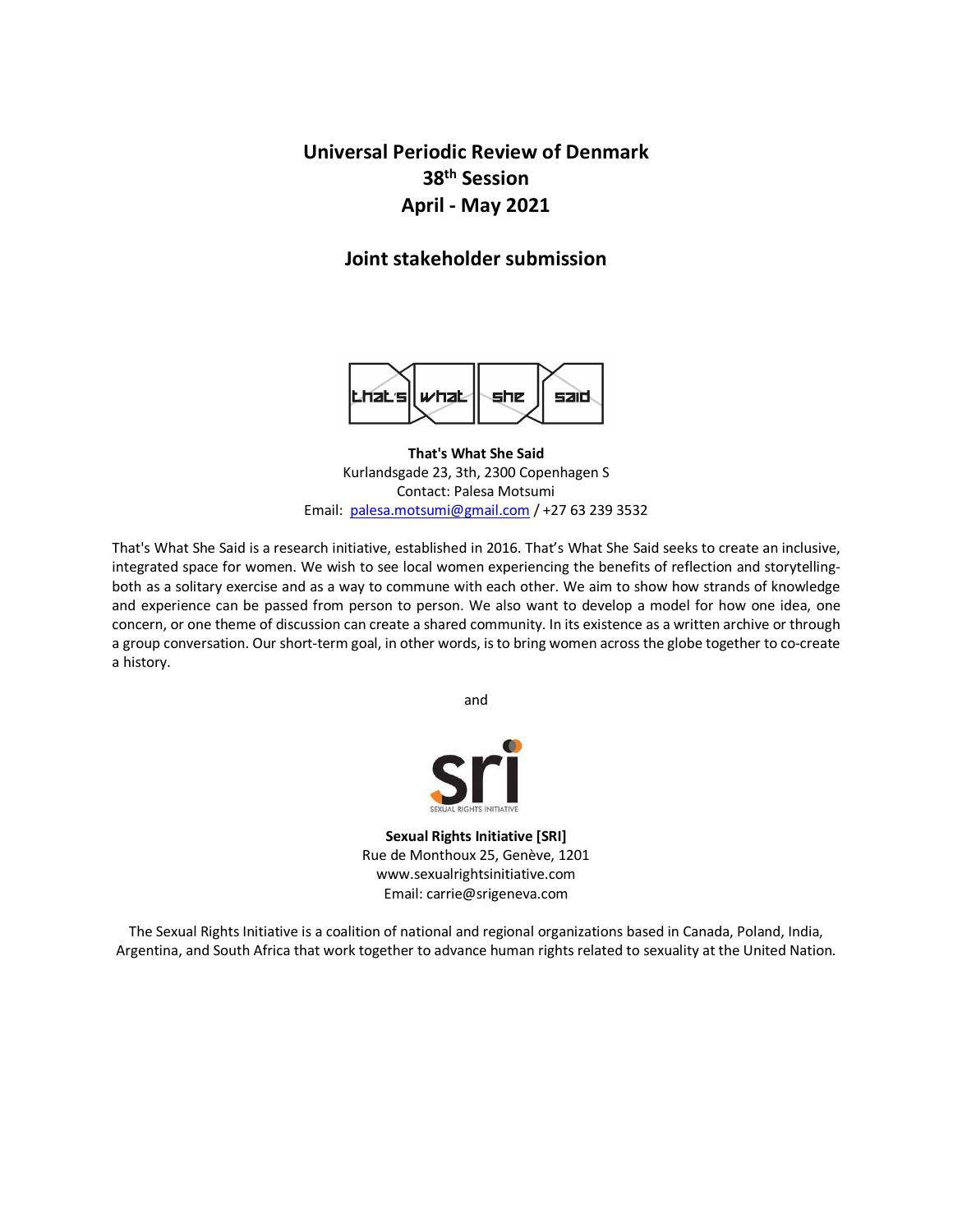# Universal Periodic Review of Denmark
## 38th Session
## April - May 2021

## Joint stakeholder submission

**That's What She Said**
Kurlandsgade 23, 3th, 2300 Copenhagen S
Contact: Palesa Motsumi
Email: palesa.motsumi@gmail.com / +27 63 239 3532

That's What She Said is a research initiative, established in 2016. That's What She Said seeks to create an inclusive, integrated space for women. We wish to see local women experiencing the benefits of reflection and storytelling- both as a solitary exercise and as a way to commune with each other. We aim to show how strands of knowledge and experience can be passed from person to person. We also want to develop a model for how one idea, one concern, or one theme of discussion can create a shared community. In its existence as a written archive or through a group conversation. Our short-term goal, in other words, is to bring women across the globe together to co-create a history.

and

**Sexual Rights Initiative [SRI]**
Rue de Monthoux 25, Genève, 1201
www.sexualrightsinitiative.com
Email: carrie@srigeneva.com

The Sexual Rights Initiative is a coalition of national and regional organizations based in Canada, Poland, India, Argentina, and South Africa that work together to advance human rights related to sexuality at the United Nation.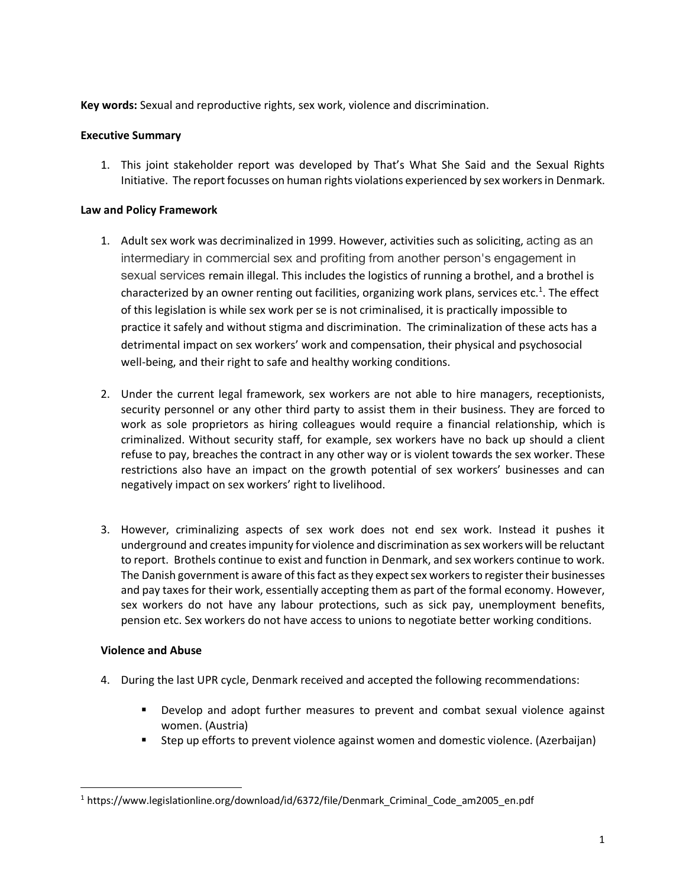**Key words:** Sexual and reproductive rights, sex work, violence and discrimination.

**Executive Summary**

1. This joint stakeholder report was developed by That's What She Said and the Sexual Rights Initiative. The report focusses on human rights violations experienced by sex workers in Denmark.

**Law and Policy Framework**

1. Adult sex work was decriminalized in 1999. However, activities such as soliciting, acting as an intermediary in commercial sex and profiting from another person's engagement in sexual services remain illegal. This includes the logistics of running a brothel, and a brothel is characterized by an owner renting out facilities, organizing work plans, services etc.[1]. The effect of this legislation is while sex work per se is not criminalised, it is practically impossible to practice it safely and without stigma and discrimination. The criminalization of these acts has a detrimental impact on sex workers' work and compensation, their physical and psychosocial well-being, and their right to safe and healthy working conditions.

2. Under the current legal framework, sex workers are not able to hire managers, receptionists, security personnel or any other third party to assist them in their business. They are forced to work as sole proprietors as hiring colleagues would require a financial relationship, which is criminalized. Without security staff, for example, sex workers have no back up should a client refuse to pay, breaches the contract in any other way or is violent towards the sex worker. These restrictions also have an impact on the growth potential of sex workers' businesses and can negatively impact on sex workers' right to livelihood.

3. However, criminalizing aspects of sex work does not end sex work. Instead it pushes it underground and creates impunity for violence and discrimination as sex workers will be reluctant to report. Brothels continue to exist and function in Denmark, and sex workers continue to work. The Danish government is aware of this fact as they expect sex workers to register their businesses and pay taxes for their work, essentially accepting them as part of the formal economy. However, sex workers do not have any labour protections, such as sick pay, unemployment benefits, pension etc. Sex workers do not have access to unions to negotiate better working conditions.

**Violence and Abuse**

4. During the last UPR cycle, Denmark received and accepted the following recommendations:
   - Develop and adopt further measures to prevent and combat sexual violence against women. (Austria)
   - Step up efforts to prevent violence against women and domestic violence. (Azerbaijan)

---

[1] https://www.legislationline.org/download/id/6372/file/Denmark_Criminal_Code_am2005_en.pdf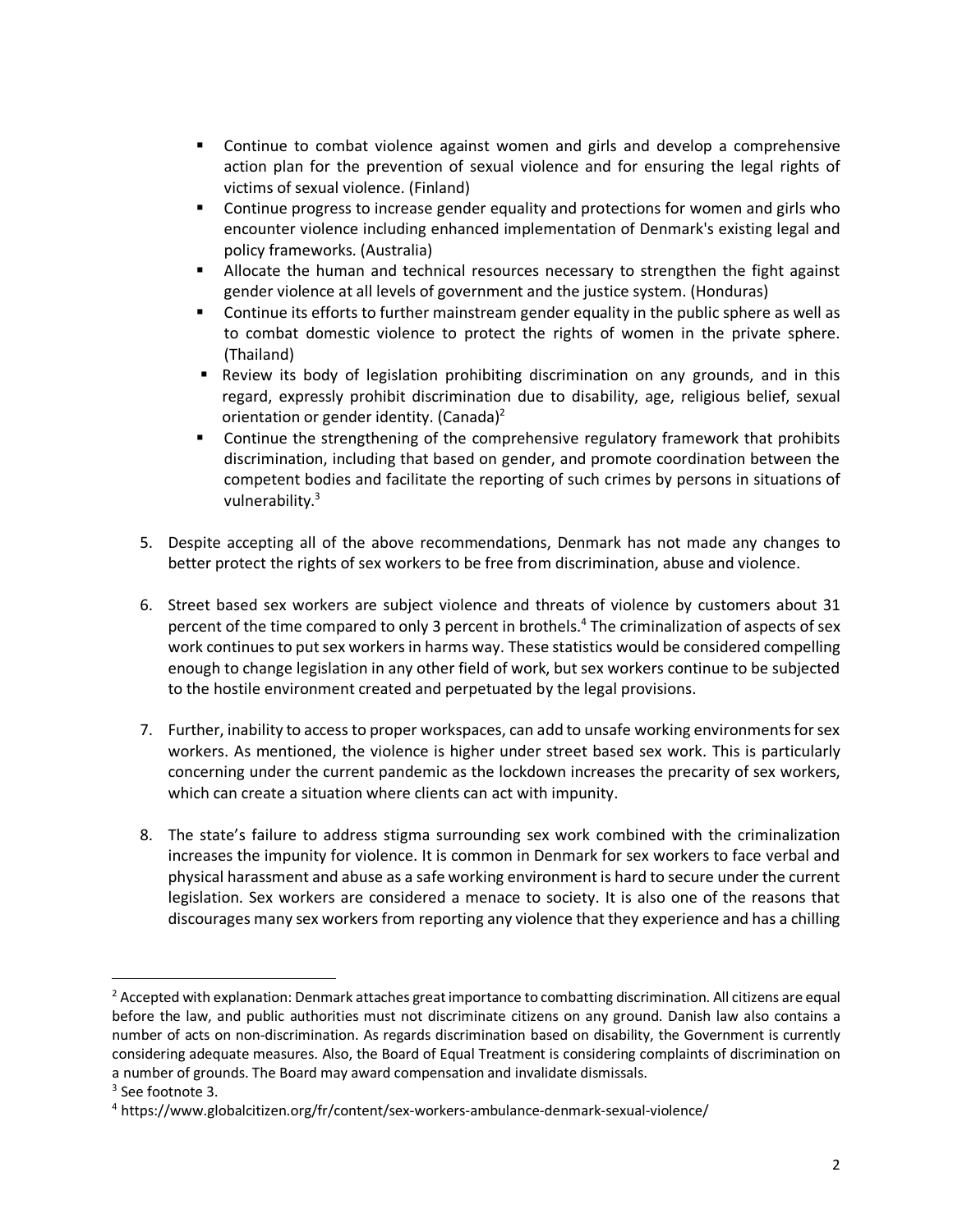- Continue to combat violence against women and girls and develop a comprehensive action plan for the prevention of sexual violence and for ensuring the legal rights of victims of sexual violence. (Finland)
- Continue progress to increase gender equality and protections for women and girls who encounter violence including enhanced implementation of Denmark's existing legal and policy frameworks. (Australia)
- Allocate the human and technical resources necessary to strengthen the fight against gender violence at all levels of government and the justice system. (Honduras)
- Continue its efforts to further mainstream gender equality in the public sphere as well as to combat domestic violence to protect the rights of women in the private sphere. (Thailand)
- Review its body of legislation prohibiting discrimination on any grounds, and in this regard, expressly prohibit discrimination due to disability, age, religious belief, sexual orientation or gender identity. (Canada)[2]
- Continue the strengthening of the comprehensive regulatory framework that prohibits discrimination, including that based on gender, and promote coordination between the competent bodies and facilitate the reporting of such crimes by persons in situations of vulnerability.[3]

5. Despite accepting all of the above recommendations, Denmark has not made any changes to better protect the rights of sex workers to be free from discrimination, abuse and violence.

6. Street based sex workers are subject violence and threats of violence by customers about 31 percent of the time compared to only 3 percent in brothels.[4] The criminalization of aspects of sex work continues to put sex workers in harms way. These statistics would be considered compelling enough to change legislation in any other field of work, but sex workers continue to be subjected to the hostile environment created and perpetuated by the legal provisions.

7. Further, inability to access to proper workspaces, can add to unsafe working environments for sex workers. As mentioned, the violence is higher under street based sex work. This is particularly concerning under the current pandemic as the lockdown increases the precarity of sex workers, which can create a situation where clients can act with impunity.

8. The state's failure to address stigma surrounding sex work combined with the criminalization increases the impunity for violence. It is common in Denmark for sex workers to face verbal and physical harassment and abuse as a safe working environment is hard to secure under the current legislation. Sex workers are considered a menace to society. It is also one of the reasons that discourages many sex workers from reporting any violence that they experience and has a chilling

---

[2] Accepted with explanation: Denmark attaches great importance to combatting discrimination. All citizens are equal before the law, and public authorities must not discriminate citizens on any ground. Danish law also contains a number of acts on non-discrimination. As regards discrimination based on disability, the Government is currently considering adequate measures. Also, the Board of Equal Treatment is considering complaints of discrimination on a number of grounds. The Board may award compensation and invalidate dismissals.

[3] See footnote 3.

[4] https://www.globalcitizen.org/fr/content/sex-workers-ambulance-denmark-sexual-violence/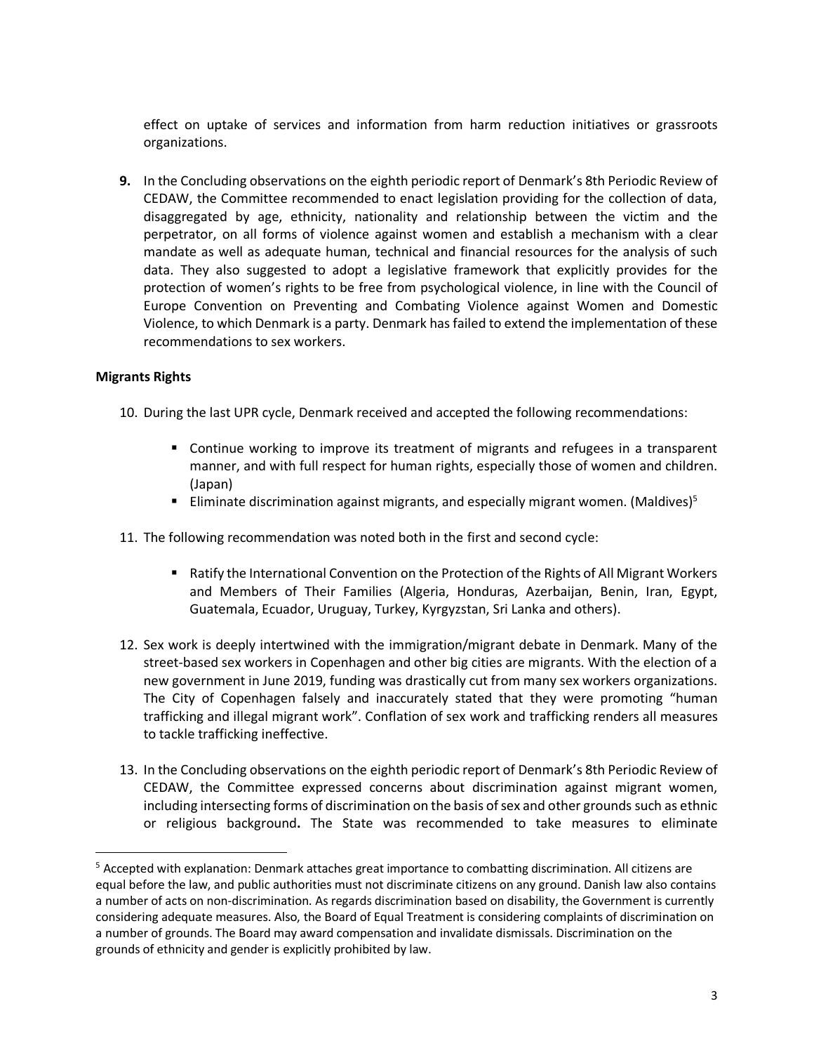effect on uptake of services and information from harm reduction initiatives or grassroots organizations.

**9.** In the Concluding observations on the eighth periodic report of Denmark's 8th Periodic Review of CEDAW, the Committee recommended to enact legislation providing for the collection of data, disaggregated by age, ethnicity, nationality and relationship between the victim and the perpetrator, on all forms of violence against women and establish a mechanism with a clear mandate as well as adequate human, technical and financial resources for the analysis of such data. They also suggested to adopt a legislative framework that explicitly provides for the protection of women's rights to be free from psychological violence, in line with the Council of Europe Convention on Preventing and Combating Violence against Women and Domestic Violence, to which Denmark is a party. Denmark has failed to extend the implementation of these recommendations to sex workers.

**Migrants Rights**

10. During the last UPR cycle, Denmark received and accepted the following recommendations:

   - Continue working to improve its treatment of migrants and refugees in a transparent manner, and with full respect for human rights, especially those of women and children. (Japan)
   - Eliminate discrimination against migrants, and especially migrant women. (Maldives)[5]

11. The following recommendation was noted both in the first and second cycle:

   - Ratify the International Convention on the Protection of the Rights of All Migrant Workers and Members of Their Families (Algeria, Honduras, Azerbaijan, Benin, Iran, Egypt, Guatemala, Ecuador, Uruguay, Turkey, Kyrgyzstan, Sri Lanka and others).

12. Sex work is deeply intertwined with the immigration/migrant debate in Denmark. Many of the street-based sex workers in Copenhagen and other big cities are migrants. With the election of a new government in June 2019, funding was drastically cut from many sex workers organizations. The City of Copenhagen falsely and inaccurately stated that they were promoting "human trafficking and illegal migrant work". Conflation of sex work and trafficking renders all measures to tackle trafficking ineffective.

13. In the Concluding observations on the eighth periodic report of Denmark's 8th Periodic Review of CEDAW, the Committee expressed concerns about discrimination against migrant women, including intersecting forms of discrimination on the basis of sex and other grounds such as ethnic or religious background**.** The State was recommended to take measures to eliminate

---

[5] Accepted with explanation: Denmark attaches great importance to combatting discrimination. All citizens are equal before the law, and public authorities must not discriminate citizens on any ground. Danish law also contains a number of acts on non-discrimination. As regards discrimination based on disability, the Government is currently considering adequate measures. Also, the Board of Equal Treatment is considering complaints of discrimination on a number of grounds. The Board may award compensation and invalidate dismissals. Discrimination on the grounds of ethnicity and gender is explicitly prohibited by law.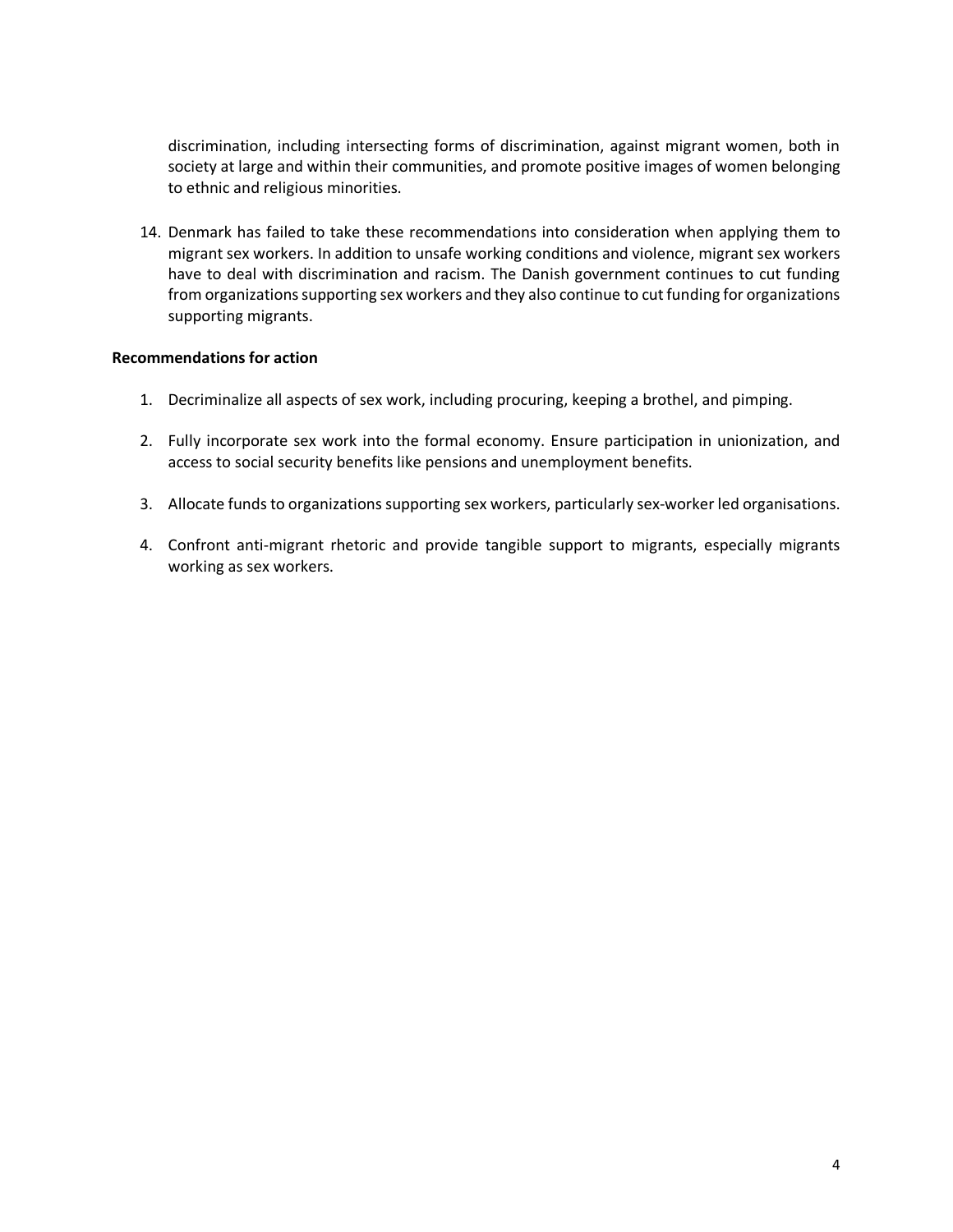discrimination, including intersecting forms of discrimination, against migrant women, both in society at large and within their communities, and promote positive images of women belonging to ethnic and religious minorities.

14. Denmark has failed to take these recommendations into consideration when applying them to migrant sex workers. In addition to unsafe working conditions and violence, migrant sex workers have to deal with discrimination and racism. The Danish government continues to cut funding from organizations supporting sex workers and they also continue to cut funding for organizations supporting migrants.

**Recommendations for action**

1. Decriminalize all aspects of sex work, including procuring, keeping a brothel, and pimping.

2. Fully incorporate sex work into the formal economy. Ensure participation in unionization, and access to social security benefits like pensions and unemployment benefits.

3. Allocate funds to organizations supporting sex workers, particularly sex-worker led organisations.

4. Confront anti-migrant rhetoric and provide tangible support to migrants, especially migrants working as sex workers.